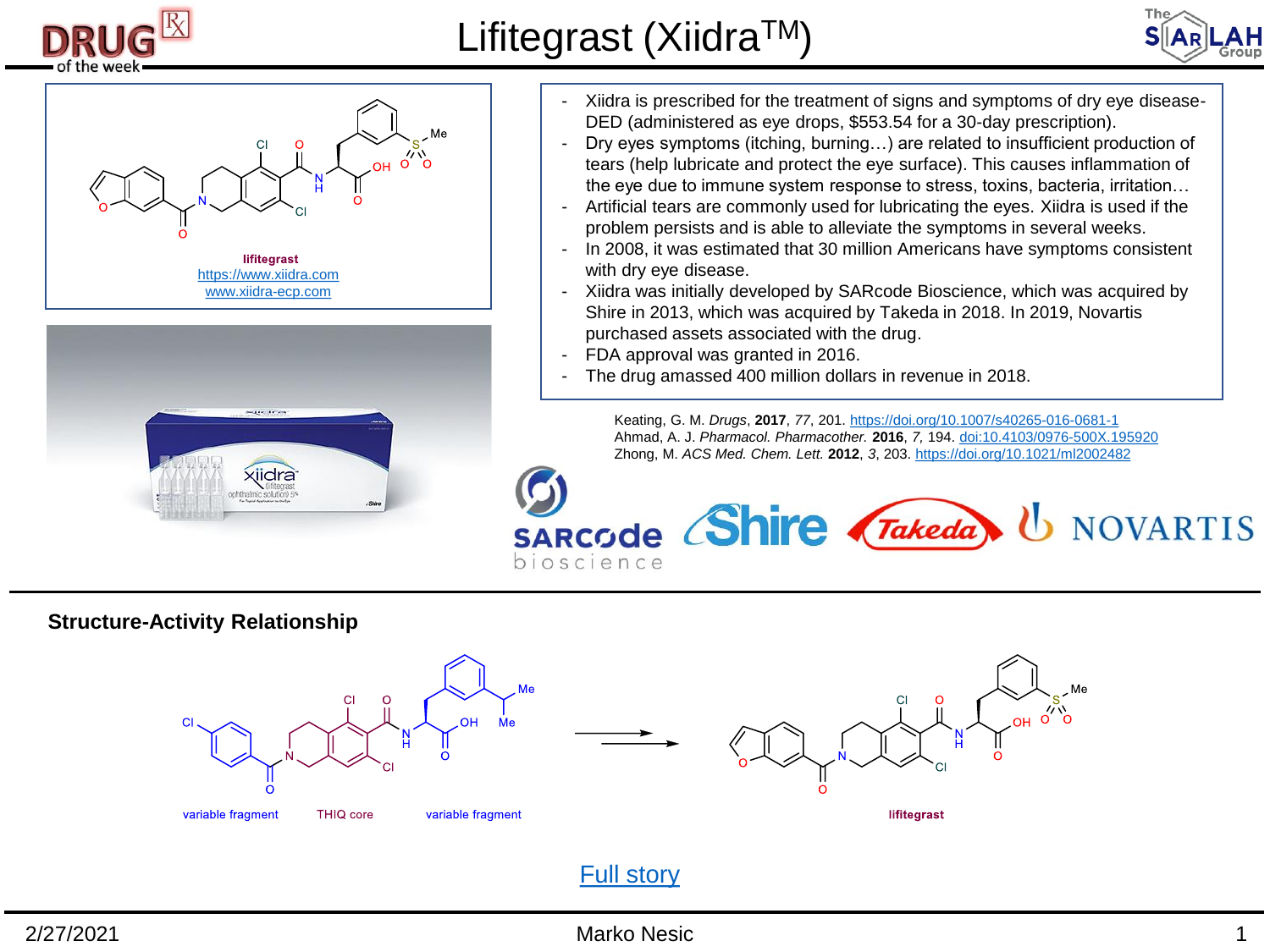# Lifitegrast (Xiidra™)

lifitegrast
https://www.xiidra.com
www.xiidra-ecp.com

- Xiidra is prescribed for the treatment of signs and symptoms of dry eye disease-DED (administered as eye drops, $553.54 for a 30-day prescription).
- Dry eyes symptoms (itching, burning…) are related to insufficient production of tears (help lubricate and protect the eye surface). This causes inflammation of the eye due to immune system response to stress, toxins, bacteria, irritation…
- Artificial tears are commonly used for lubricating the eyes. Xiidra is used if the problem persists and is able to alleviate the symptoms in several weeks.
- In 2008, it was estimated that 30 million Americans have symptoms consistent with dry eye disease.
- Xiidra was initially developed by SARcode Bioscience, which was acquired by Shire in 2013, which was acquired by Takeda in 2018. In 2019, Novartis purchased assets associated with the drug.
- FDA approval was granted in 2016.
- The drug amassed 400 million dollars in revenue in 2018.

Keating, G. M. *Drugs*, **2017**, *77*, 201. https://doi.org/10.1007/s40265-016-0681-1
Ahmad, A. J. *Pharmacol. Pharmacother.* **2016**, *7*, 194. doi:10.4103/0976-500X.195920
Zhong, M. *ACS Med. Chem. Lett.* **2012**, *3*, 203. https://doi.org/10.1021/ml2002482

## Structure-Activity Relationship

variable fragment | THIQ core | variable fragment → lifitegrast

Full story

2/27/2021 Marko Nesic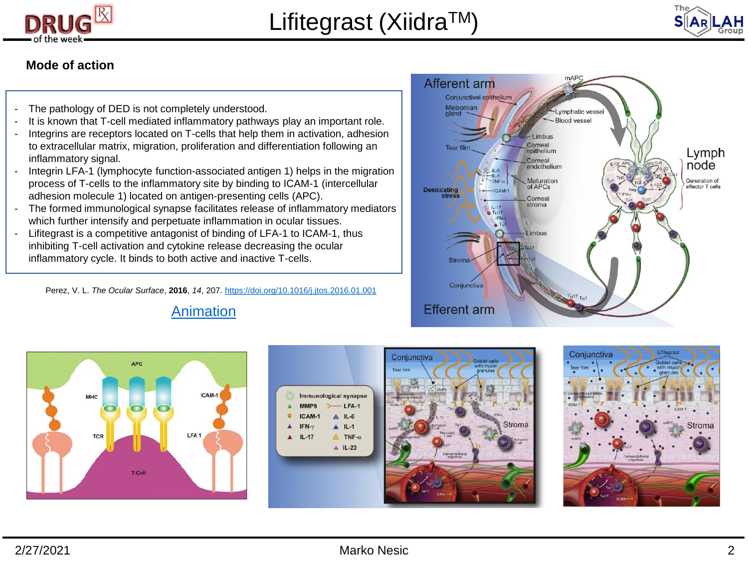# Lifitegrast (Xiidra$^{TM}$)

## Mode of action

- The pathology of DED is not completely understood.
- It is known that T-cell mediated inflammatory pathways play an important role.
- Integrins are receptors located on T-cells that help them in activation, adhesion to extracellular matrix, migration, proliferation and differentiation following an inflammatory signal.
- Integrin LFA-1 (lymphocyte function-associated antigen 1) helps in the migration process of T-cells to the inflammatory site by binding to ICAM-1 (intercellular adhesion molecule 1) located on antigen-presenting cells (APC).
- The formed immunological synapse facilitates release of inflammatory mediators which further intensify and perpetuate inflammation in ocular tissues.
- Lifitegrast is a competitive antagonist of binding of LFA-1 to ICAM-1, thus inhibiting T-cell activation and cytokine release decreasing the ocular inflammatory cycle. It binds to both active and inactive T-cells.

Perez, V. L. *The Ocular Surface*, **2016**, *14*, 207. https://doi.org/10.1016/j.jtos.2016.01.001

Animation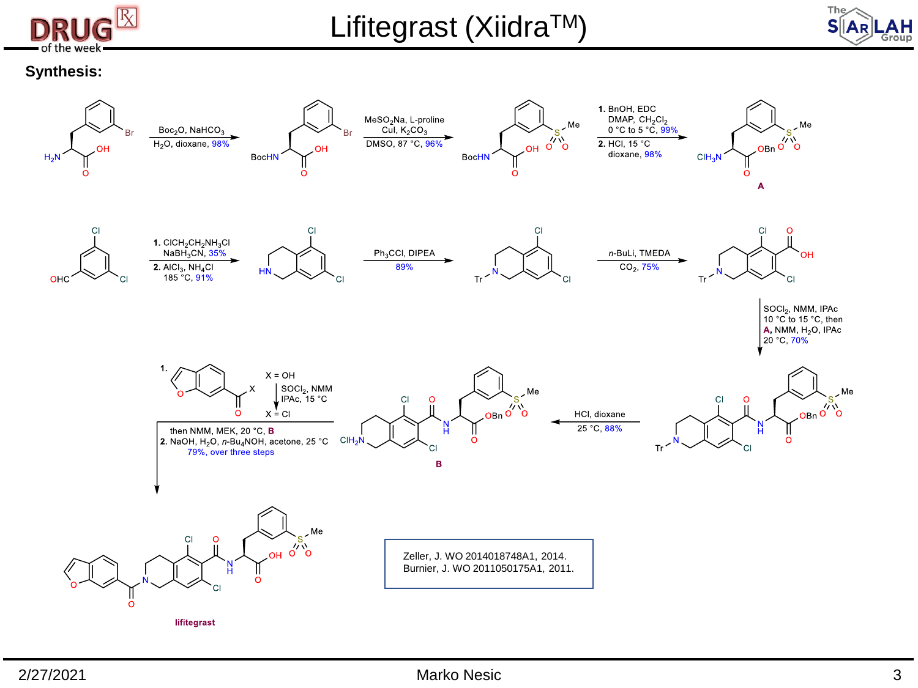# Lifitegrast (Xiidra$^{TM}$)

## Synthesis:

Boc$_2$O, NaHCO$_3$
H$_2$O, dioxane, 98%

MeSO$_2$Na, L-proline
CuI, K$_2$CO$_3$
DMSO, 87 °C, 96%

**1.** BnOH, EDC
DMAP, CH$_2$Cl$_2$
0 °C to 5 °C, 99%
**2.** HCl, 15 °C
dioxane, 98%

**A**

**1.** ClCH$_2$CH$_2$NH$_3$Cl
NaBH$_3$CN, 35%
**2.** AlCl$_3$, NH$_4$Cl
185 °C, 91%

Ph$_3$CCl, DIPEA
89%

*n*-BuLi, TMEDA
CO$_2$, 75%

SOCl$_2$, NMM, IPAc
10 °C to 15 °C, then
**A**, NMM, H$_2$O, IPAc
20 °C, 70%

HCl, dioxane
25 °C, 88%

**B**

**1.** X = OH
SOCl$_2$, NMM
IPAc, 15 °C
X = Cl
then NMM, MEK, 20 °C, **B**
**2.** NaOH, H$_2$O, *n*-Bu$_4$NOH, acetone, 25 °C
79%, over three steps

**lifitegrast**

Zeller, J. WO 2014018748A1, 2014.
Burnier, J. WO 2011050175A1, 2011.